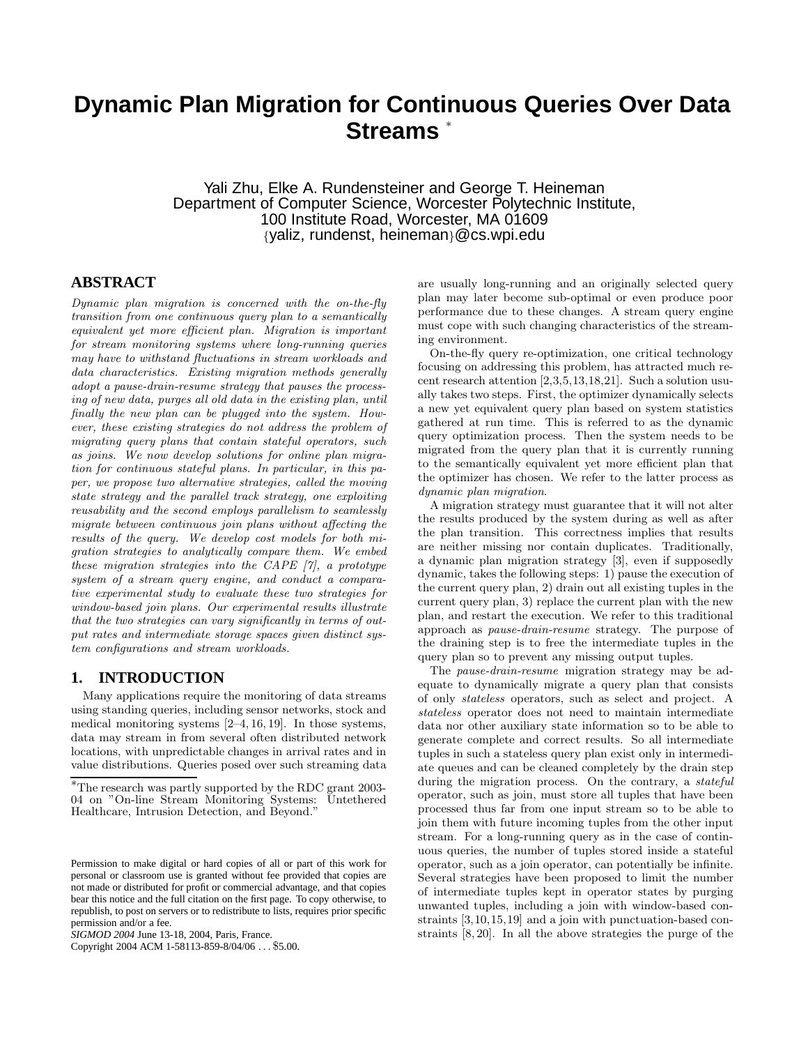# Dynamic Plan Migration for Continuous Queries Over Data Streams *

Yali Zhu, Elke A. Rundensteiner and George T. Heineman
Department of Computer Science, Worcester Polytechnic Institute,
100 Institute Road, Worcester, MA 01609
{yaliz, rundenst, heineman}@cs.wpi.edu

## ABSTRACT

*Dynamic plan migration is concerned with the on-the-fly transition from one continuous query plan to a semantically equivalent yet more efficient plan. Migration is important for stream monitoring systems where long-running queries may have to withstand fluctuations in stream workloads and data characteristics. Existing migration methods generally adopt a pause-drain-resume strategy that pauses the processing of new data, purges all old data in the existing plan, until finally the new plan can be plugged into the system. However, these existing strategies do not address the problem of migrating query plans that contain stateful operators, such as joins. We now develop solutions for online plan migration for continuous stateful plans. In particular, in this paper, we propose two alternative strategies, called the moving state strategy and the parallel track strategy, one exploiting reusability and the second employs parallelism to seamlessly migrate between continuous join plans without affecting the results of the query. We develop cost models for both migration strategies to analytically compare them. We embed these migration strategies into the CAPE [7], a prototype system of a stream query engine, and conduct a comparative experimental study to evaluate these two strategies for window-based join plans. Our experimental results illustrate that the two strategies can vary significantly in terms of output rates and intermediate storage spaces given distinct system configurations and stream workloads.*

## 1. INTRODUCTION

Many applications require the monitoring of data streams using standing queries, including sensor networks, stock and medical monitoring systems [2–4, 16, 19]. In those systems, data may stream in from several often distributed network locations, with unpredictable changes in arrival rates and in value distributions. Queries posed over such streaming data are usually long-running and an originally selected query plan may later become sub-optimal or even produce poor performance due to these changes. A stream query engine must cope with such changing characteristics of the streaming environment.

On-the-fly query re-optimization, one critical technology focusing on addressing this problem, has attracted much recent research attention [2,3,5,13,18,21]. Such a solution usually takes two steps. First, the optimizer dynamically selects a new yet equivalent query plan based on system statistics gathered at run time. This is referred to as the dynamic query optimization process. Then the system needs to be migrated from the query plan that it is currently running to the semantically equivalent yet more efficient plan that the optimizer has chosen. We refer to the latter process as *dynamic plan migration*.

A migration strategy must guarantee that it will not alter the results produced by the system during as well as after the plan transition. This correctness implies that results are neither missing nor contain duplicates. Traditionally, a dynamic plan migration strategy [3], even if supposedly dynamic, takes the following steps: 1) pause the execution of the current query plan, 2) drain out all existing tuples in the current query plan, 3) replace the current plan with the new plan, and restart the execution. We refer to this traditional approach as *pause-drain-resume* strategy. The purpose of the draining step is to free the intermediate tuples in the query plan so to prevent any missing output tuples.

The *pause-drain-resume* migration strategy may be adequate to dynamically migrate a query plan that consists of only *stateless* operators, such as select and project. A *stateless* operator does not need to maintain intermediate data nor other auxiliary state information so to be able to generate complete and correct results. So all intermediate tuples in such a stateless query plan exist only in intermediate queues and can be cleaned completely by the drain step during the migration process. On the contrary, a *stateful* operator, such as join, must store all tuples that have been processed thus far from one input stream so to be able to join them with future incoming tuples from the other input stream. For a long-running query as in the case of continuous queries, the number of tuples stored inside a stateful operator, such as a join operator, can potentially be infinite. Several strategies have been proposed to limit the number of intermediate tuples kept in operator states by purging unwanted tuples, including a join with window-based constraints [3, 10, 15, 19] and a join with punctuation-based constraints [8, 20]. In all the above strategies the purge of the

*The research was partly supported by the RDC grant 2003-04 on "On-line Stream Monitoring Systems: Untethered Healthcare, Intrusion Detection, and Beyond."

Permission to make digital or hard copies of all or part of this work for personal or classroom use is granted without fee provided that copies are not made or distributed for profit or commercial advantage, and that copies bear this notice and the full citation on the first page. To copy otherwise, to republish, to post on servers or to redistribute to lists, requires prior specific permission and/or a fee.
*SIGMOD 2004* June 13-18, 2004, Paris, France.
Copyright 2004 ACM 1-58113-859-8/04/06 . . . $5.00.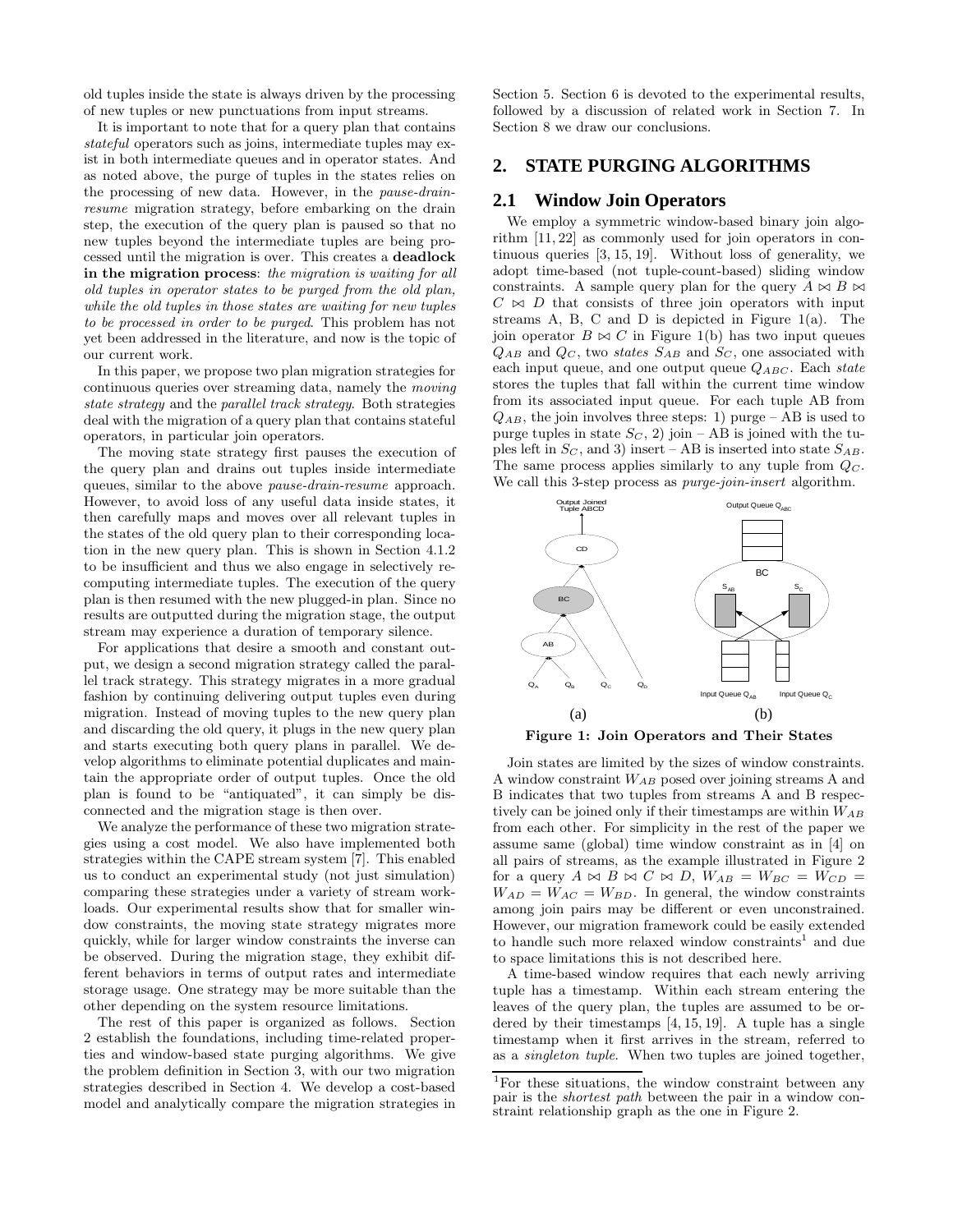old tuples inside the state is always driven by the processing of new tuples or new punctuations from input streams.

It is important to note that for a query plan that contains *stateful* operators such as joins, intermediate tuples may exist in both intermediate queues and in operator states. And as noted above, the purge of tuples in the states relies on the processing of new data. However, in the *pause-drain-resume* migration strategy, before embarking on the drain step, the execution of the query plan is paused so that no new tuples beyond the intermediate tuples are being processed until the migration is over. This creates a **deadlock in the migration process**: *the migration is waiting for all old tuples in operator states to be purged from the old plan, while the old tuples in those states are waiting for new tuples to be processed in order to be purged*. This problem has not yet been addressed in the literature, and now is the topic of our current work.

In this paper, we propose two plan migration strategies for continuous queries over streaming data, namely the *moving state strategy* and the *parallel track strategy*. Both strategies deal with the migration of a query plan that contains stateful operators, in particular join operators.

The moving state strategy first pauses the execution of the query plan and drains out tuples inside intermediate queues, similar to the above *pause-drain-resume* approach. However, to avoid loss of any useful data inside states, it then carefully maps and moves over all relevant tuples in the states of the old query plan to their corresponding location in the new query plan. This is shown in Section 4.1.2 to be insufficient and thus we also engage in selectively recomputing intermediate tuples. The execution of the query plan is then resumed with the new plugged-in plan. Since no results are outputted during the migration stage, the output stream may experience a duration of temporary silence.

For applications that desire a smooth and constant output, we design a second migration strategy called the parallel track strategy. This strategy migrates in a more gradual fashion by continuing delivering output tuples even during migration. Instead of moving tuples to the new query plan and discarding the old query, it plugs in the new query plan and starts executing both query plans in parallel. We develop algorithms to eliminate potential duplicates and maintain the appropriate order of output tuples. Once the old plan is found to be "antiquated", it can simply be disconnected and the migration stage is then over.

We analyze the performance of these two migration strategies using a cost model. We also have implemented both strategies within the CAPE stream system [7]. This enabled us to conduct an experimental study (not just simulation) comparing these strategies under a variety of stream workloads. Our experimental results show that for smaller window constraints, the moving state strategy migrates more quickly, while for larger window constraints the inverse can be observed. During the migration stage, they exhibit different behaviors in terms of output rates and intermediate storage usage. One strategy may be more suitable than the other depending on the system resource limitations.

The rest of this paper is organized as follows. Section 2 establish the foundations, including time-related properties and window-based state purging algorithms. We give the problem definition in Section 3, with our two migration strategies described in Section 4. We develop a cost-based model and analytically compare the migration strategies in Section 5. Section 6 is devoted to the experimental results, followed by a discussion of related work in Section 7. In Section 8 we draw our conclusions.

## 2. STATE PURGING ALGORITHMS

### 2.1 Window Join Operators

We employ a symmetric window-based binary join algorithm [11, 22] as commonly used for join operators in continuous queries [3, 15, 19]. Without loss of generality, we adopt time-based (not tuple-count-based) sliding window constraints. A sample query plan for the query $A \bowtie B \bowtie C \bowtie D$ that consists of three join operators with input streams A, B, C and D is depicted in Figure 1(a). The join operator $B \bowtie C$ in Figure 1(b) has two input queues $Q_{AB}$ and $Q_C$, two *states* $S_{AB}$ and $S_C$, one associated with each input queue, and one output queue $Q_{ABC}$. Each *state* stores the tuples that fall within the current time window from its associated input queue. For each tuple AB from $Q_{AB}$, the join involves three steps: 1) purge – AB is used to purge tuples in state $S_C$, 2) join – AB is joined with the tuples left in $S_C$, and 3) insert – AB is inserted into state $S_{AB}$. The same process applies similarly to any tuple from $Q_C$. We call this 3-step process as *purge-join-insert* algorithm.

**Figure 1: Join Operators and Their States**

Join states are limited by the sizes of window constraints. A window constraint $W_{AB}$ posed over joining streams A and B indicates that two tuples from streams A and B respectively can be joined only if their timestamps are within $W_{AB}$ from each other. For simplicity in the rest of the paper we assume same (global) time window constraint as in [4] on all pairs of streams, as the example illustrated in Figure 2 for a query $A \bowtie B \bowtie C \bowtie D$, $W_{AB} = W_{BC} = W_{CD} = W_{AD} = W_{AC} = W_{BD}$. In general, the window constraints among join pairs may be different or even unconstrained. However, our migration framework could be easily extended to handle such more relaxed window constraints[1] and due to space limitations this is not described here.

A time-based window requires that each newly arriving tuple has a timestamp. Within each stream entering the leaves of the query plan, the tuples are assumed to be ordered by their timestamps [4, 15, 19]. A tuple has a single timestamp when it first arrives in the stream, referred to as a *singleton tuple*. When two tuples are joined together,

[1]For these situations, the window constraint between any pair is the *shortest path* between the pair in a window constraint relationship graph as the one in Figure 2.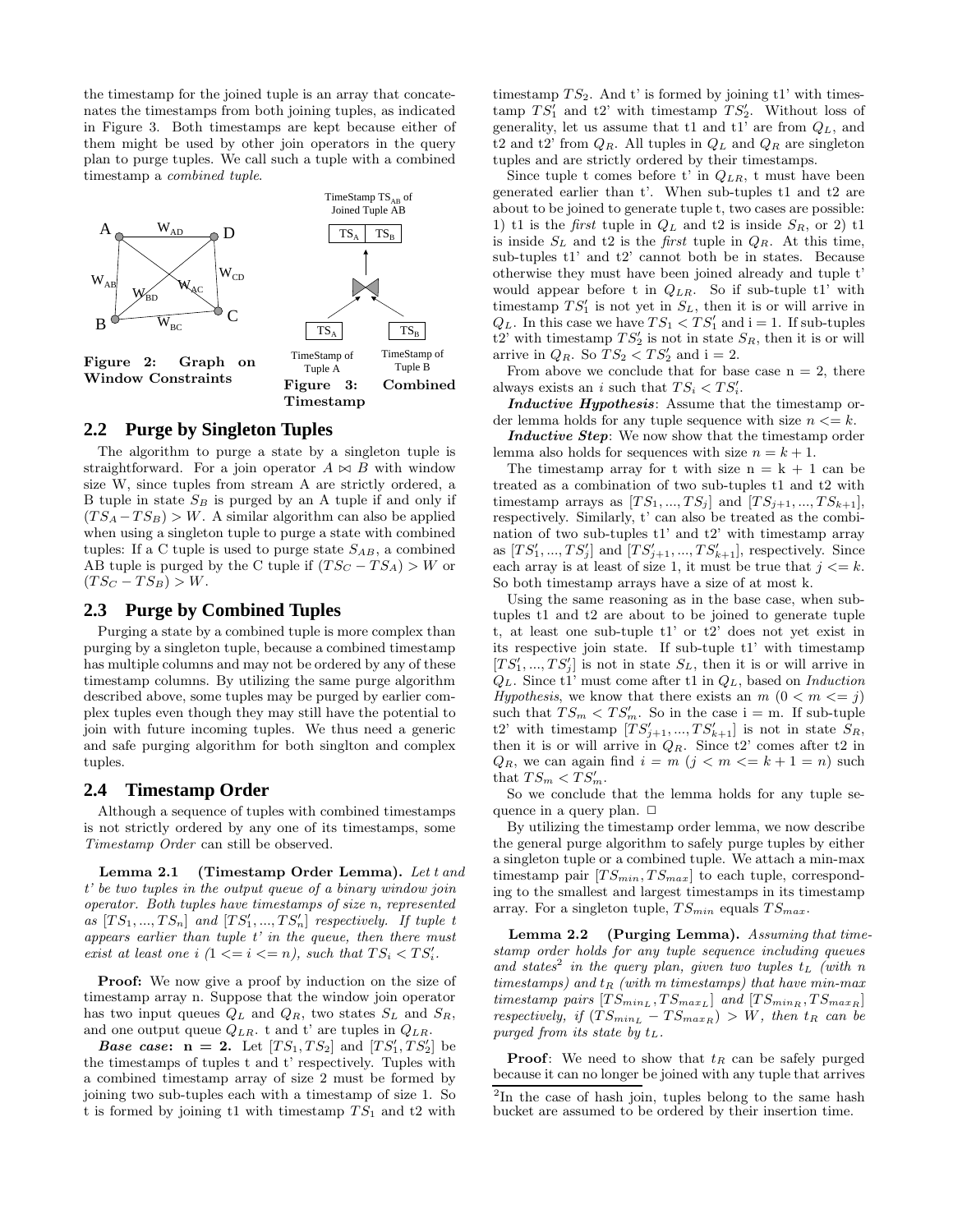the timestamp for the joined tuple is an array that concatenates the timestamps from both joining tuples, as indicated in Figure 3. Both timestamps are kept because either of them might be used by other join operators in the query plan to purge tuples. We call such a tuple with a combined timestamp a *combined tuple*.

**Figure 2: Graph on Window Constraints**

**Figure 3: Combined Timestamp**

## 2.2 Purge by Singleton Tuples

The algorithm to purge a state by a singleton tuple is straightforward. For a join operator $A \bowtie B$ with window size W, since tuples from stream A are strictly ordered, a B tuple in state $S_B$ is purged by an A tuple if and only if $(TS_A - TS_B) > W$. A similar algorithm can also be applied when using a singleton tuple to purge a state with combined tuples: If a C tuple is used to purge state $S_{AB}$, a combined AB tuple is purged by the C tuple if $(TS_C - TS_A) > W$ or $(TS_C - TS_B) > W$.

## 2.3 Purge by Combined Tuples

Purging a state by a combined tuple is more complex than purging by a singleton tuple, because a combined timestamp has multiple columns and may not be ordered by any of these timestamp columns. By utilizing the same purge algorithm described above, some tuples may be purged by earlier complex tuples even though they may still have the potential to join with future incoming tuples. We thus need a generic and safe purging algorithm for both singlton and complex tuples.

## 2.4 Timestamp Order

Although a sequence of tuples with combined timestamps is not strictly ordered by any one of its timestamps, some *Timestamp Order* can still be observed.

**Lemma 2.1 (Timestamp Order Lemma).** *Let t and t' be two tuples in the output queue of a binary window join operator. Both tuples have timestamps of size n, represented as $[TS_1, ..., TS_n]$ and $[TS'_1, ..., TS'_n]$ respectively. If tuple t appears earlier than tuple t' in the queue, then there must exist at least one i ($1 <= i <= n$), such that $TS_i < TS'_i$.*

**Proof:** We now give a proof by induction on the size of timestamp array n. Suppose that the window join operator has two input queues $Q_L$ and $Q_R$, two states $S_L$ and $S_R$, and one output queue $Q_{LR}$. t and t' are tuples in $Q_{LR}$.

***Base case*: n = 2.** Let $[TS_1, TS_2]$ and $[TS'_1, TS'_2]$ be the timestamps of tuples t and t' respectively. Tuples with a combined timestamp array of size 2 must be formed by joining two sub-tuples each with a timestamp of size 1. So t is formed by joining t1 with timestamp $TS_1$ and t2 with timestamp $TS_2$. And t' is formed by joining t1' with timestamp $TS'_1$ and t2' with timestamp $TS'_2$. Without loss of generality, let us assume that t1 and t1' are from $Q_L$, and t2 and t2' from $Q_R$. All tuples in $Q_L$ and $Q_R$ are singleton tuples and are strictly ordered by their timestamps.

Since tuple t comes before t' in $Q_{LR}$, t must have been generated earlier than t'. When sub-tuples t1 and t2 are about to be joined to generate tuple t, two cases are possible: 1) t1 is the *first* tuple in $Q_L$ and t2 is inside $S_R$, or 2) t1 is inside $S_L$ and t2 is the *first* tuple in $Q_R$. At this time, sub-tuples t1' and t2' cannot both be in states. Because otherwise they must have been joined already and tuple t' would appear before t in $Q_{LR}$. So if sub-tuple t1' with timestamp $TS'_1$ is not yet in $S_L$, then it is or will arrive in $Q_L$. In this case we have $TS_1 < TS'_1$ and i = 1. If sub-tuples t2' with timestamp $TS'_2$ is not in state $S_R$, then it is or will arrive in $Q_R$. So $TS_2 < TS'_2$ and i = 2.

From above we conclude that for base case n = 2, there always exists an $i$ such that $TS_i < TS'_i$.

***Inductive Hypothesis***: Assume that the timestamp order lemma holds for any tuple sequence with size $n <= k$.

***Inductive Step***: We now show that the timestamp order lemma also holds for sequences with size $n = k + 1$.

The timestamp array for t with size n = k + 1 can be treated as a combination of two sub-tuples t1 and t2 with timestamp arrays as $[TS_1, ..., TS_j]$ and $[TS_{j+1}, ..., TS_{k+1}]$, respectively. Similarly, t' can also be treated as the combination of two sub-tuples t1' and t2' with timestamp array as $[TS'_1, ..., TS'_j]$ and $[TS'_{j+1}, ..., TS'_{k+1}]$, respectively. Since each array is at least of size 1, it must be true that $j <= k$. So both timestamp arrays have a size of at most k.

Using the same reasoning as in the base case, when subtuples t1 and t2 are about to be joined to generate tuple t, at least one sub-tuple t1' or t2' does not yet exist in its respective join state. If sub-tuple t1' with timestamp $[TS'_1, ..., TS'_j]$ is not in state $S_L$, then it is or will arrive in $Q_L$. Since t1' must come after t1 in $Q_L$, based on *Induction Hypothesis*, we know that there exists an $m$ ($0 < m <= j$) such that $TS_m < TS'_m$. So in the case i = m. If sub-tuple t2' with timestamp $[TS'_{j+1}, ..., TS'_{k+1}]$ is not in state $S_R$, then it is or will arrive in $Q_R$. Since t2' comes after t2 in $Q_R$, we can again find $i = m$ ($j < m <= k + 1 = n$) such that $TS_m < TS'_m$.

So we conclude that the lemma holds for any tuple sequence in a query plan. □

By utilizing the timestamp order lemma, we now describe the general purge algorithm to safely purge tuples by either a singleton tuple or a combined tuple. We attach a min-max timestamp pair $[TS_{min}, TS_{max}]$ to each tuple, corresponding to the smallest and largest timestamps in its timestamp array. For a singleton tuple, $TS_{min}$ equals $TS_{max}$.

**Lemma 2.2 (Purging Lemma).** *Assuming that timestamp order holds for any tuple sequence including queues and states*[2] *in the query plan, given two tuples $t_L$ (with n timestamps) and $t_R$ (with m timestamps) that have min-max timestamp pairs $[TS_{min_L}, TS_{max_L}]$ and $[TS_{min_R}, TS_{max_R}]$ respectively, if $(TS_{min_L} - TS_{max_R}) > W$, then $t_R$ can be purged from its state by $t_L$.*

**Proof**: We need to show that $t_R$ can be safely purged because it can no longer be joined with any tuple that arrives

[2]In the case of hash join, tuples belong to the same hash bucket are assumed to be ordered by their insertion time.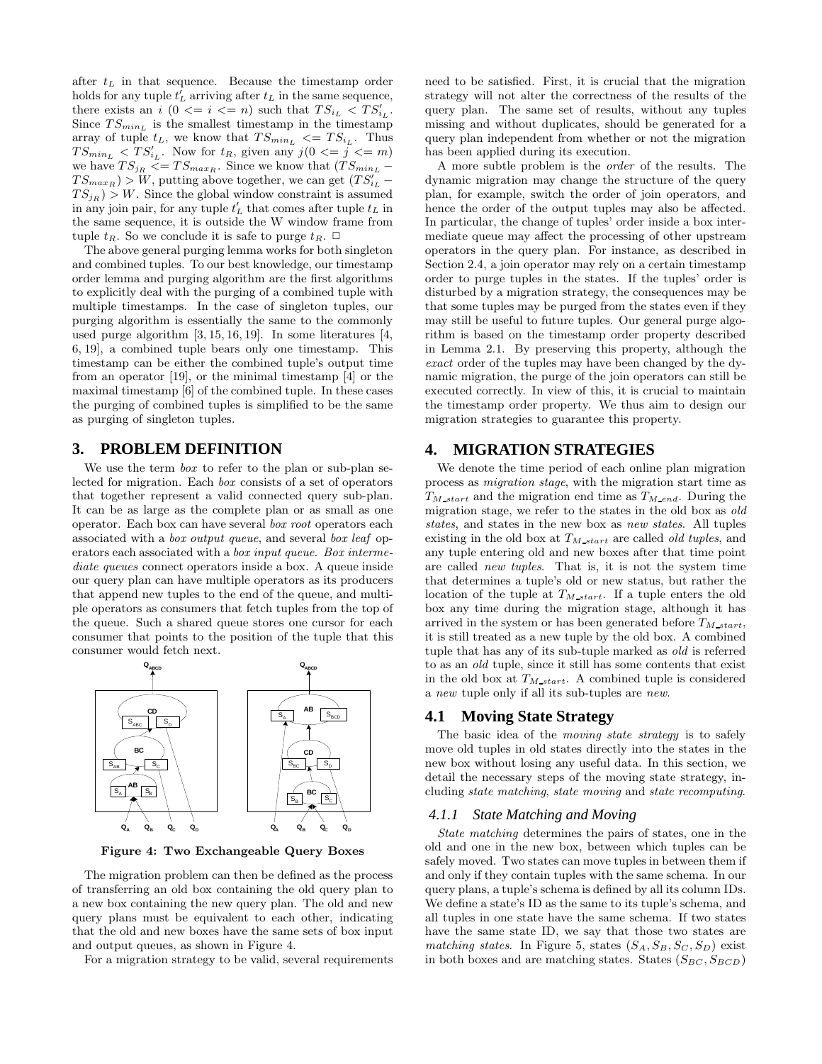after $t_L$ in that sequence. Because the timestamp order holds for any tuple $t'_L$ arriving after $t_L$ in the same sequence, there exists an $i$ $(0 <= i <= n)$ such that $TS_{i_L} < TS'_{i_L}$. Since $TS_{min_L}$ is the smallest timestamp in the timestamp array of tuple $t_L$, we know that $TS_{min_L} <= TS_{i_L}$. Thus $TS_{min_L} < TS'_{i_L}$. Now for $t_R$, given any $j (0 <= j <= m)$ we have $TS_{j_R} <= TS_{max_R}$. Since we know that $(TS_{min_L} - TS_{max_R}) > W$, putting above together, we can get $(TS'_{i_L} - TS_{j_R}) > W$. Since the global window constraint is assumed in any join pair, for any tuple $t'_L$ that comes after tuple $t_L$ in the same sequence, it is outside the W window frame from tuple $t_R$. So we conclude it is safe to purge $t_R$. □

The above general purging lemma works for both singleton and combined tuples. To our best knowledge, our timestamp order lemma and purging algorithm are the first algorithms to explicitly deal with the purging of a combined tuple with multiple timestamps. In the case of singleton tuples, our purging algorithm is essentially the same to the commonly used purge algorithm [3, 15, 16, 19]. In some literatures [4, 6, 19], a combined tuple bears only one timestamp. This timestamp can be either the combined tuple's output time from an operator [19], or the minimal timestamp [4] or the maximal timestamp [6] of the combined tuple. In these cases the purging of combined tuples is simplified to be the same as purging of singleton tuples.

## 3. PROBLEM DEFINITION

We use the term *box* to refer to the plan or sub-plan selected for migration. Each *box* consists of a set of operators that together represent a valid connected query sub-plan. It can be as large as the complete plan or as small as one operator. Each box can have several *box root* operators each associated with a *box output queue*, and several *box leaf* operators each associated with a *box input queue*. *Box intermediate queues* connect operators inside a box. A queue inside our query plan can have multiple operators as its producers that append new tuples to the end of the queue, and multiple operators as consumers that fetch tuples from the top of the queue. Such a shared queue stores one cursor for each consumer that points to the position of the tuple that this consumer would fetch next.

**Figure 4: Two Exchangeable Query Boxes**

The migration problem can then be defined as the process of transferring an old box containing the old query plan to a new box containing the new query plan. The old and new query plans must be equivalent to each other, indicating that the old and new boxes have the same sets of box input and output queues, as shown in Figure 4.

For a migration strategy to be valid, several requirements need to be satisfied. First, it is crucial that the migration strategy will not alter the correctness of the results of the query plan. The same set of results, without any tuples missing and without duplicates, should be generated for a query plan independent from whether or not the migration has been applied during its execution.

A more subtle problem is the *order* of the results. The dynamic migration may change the structure of the query plan, for example, switch the order of join operators, and hence the order of the output tuples may also be affected. In particular, the change of tuples' order inside a box intermediate queue may affect the processing of other upstream operators in the query plan. For instance, as described in Section 2.4, a join operator may rely on a certain timestamp order to purge tuples in the states. If the tuples' order is disturbed by a migration strategy, the consequences may be that some tuples may be purged from the states even if they may still be useful to future tuples. Our general purge algorithm is based on the timestamp order property described in Lemma 2.1. By preserving this property, although the *exact* order of the tuples may have been changed by the dynamic migration, the purge of the join operators can still be executed correctly. In view of this, it is crucial to maintain the timestamp order property. We thus aim to design our migration strategies to guarantee this property.

## 4. MIGRATION STRATEGIES

We denote the time period of each online plan migration process as *migration stage*, with the migration start time as $T_{M\_start}$ and the migration end time as $T_{M\_end}$. During the migration stage, we refer to the states in the old box as *old states*, and states in the new box as *new states*. All tuples existing in the old box at $T_{M\_start}$ are called *old tuples*, and any tuple entering old and new boxes after that time point are called *new tuples*. That is, it is not the system time that determines a tuple's old or new status, but rather the location of the tuple at $T_{M\_start}$. If a tuple enters the old box any time during the migration stage, although it has arrived in the system or has been generated before $T_{M\_start}$, it is still treated as a new tuple by the old box. A combined tuple that has any of its sub-tuple marked as *old* is referred to as an *old* tuple, since it still has some contents that exist in the old box at $T_{M\_start}$. A combined tuple is considered a *new* tuple only if all its sub-tuples are *new*.

### 4.1 Moving State Strategy

The basic idea of the *moving state strategy* is to safely move old tuples in old states directly into the states in the new box without losing any useful data. In this section, we detail the necessary steps of the moving state strategy, including *state matching*, *state moving* and *state recomputing*.

#### 4.1.1 State Matching and Moving

*State matching* determines the pairs of states, one in the old and one in the new box, between which tuples can be safely moved. Two states can move tuples in between them if and only if they contain tuples with the same schema. In our query plans, a tuple's schema is defined by all its column IDs. We define a state's ID as the same to its tuple's schema, and all tuples in one state have the same schema. If two states have the same state ID, we say that those two states are *matching states*. In Figure 5, states $(S_A, S_B, S_C, S_D)$ exist in both boxes and are matching states. States $(S_{BC}, S_{BCD})$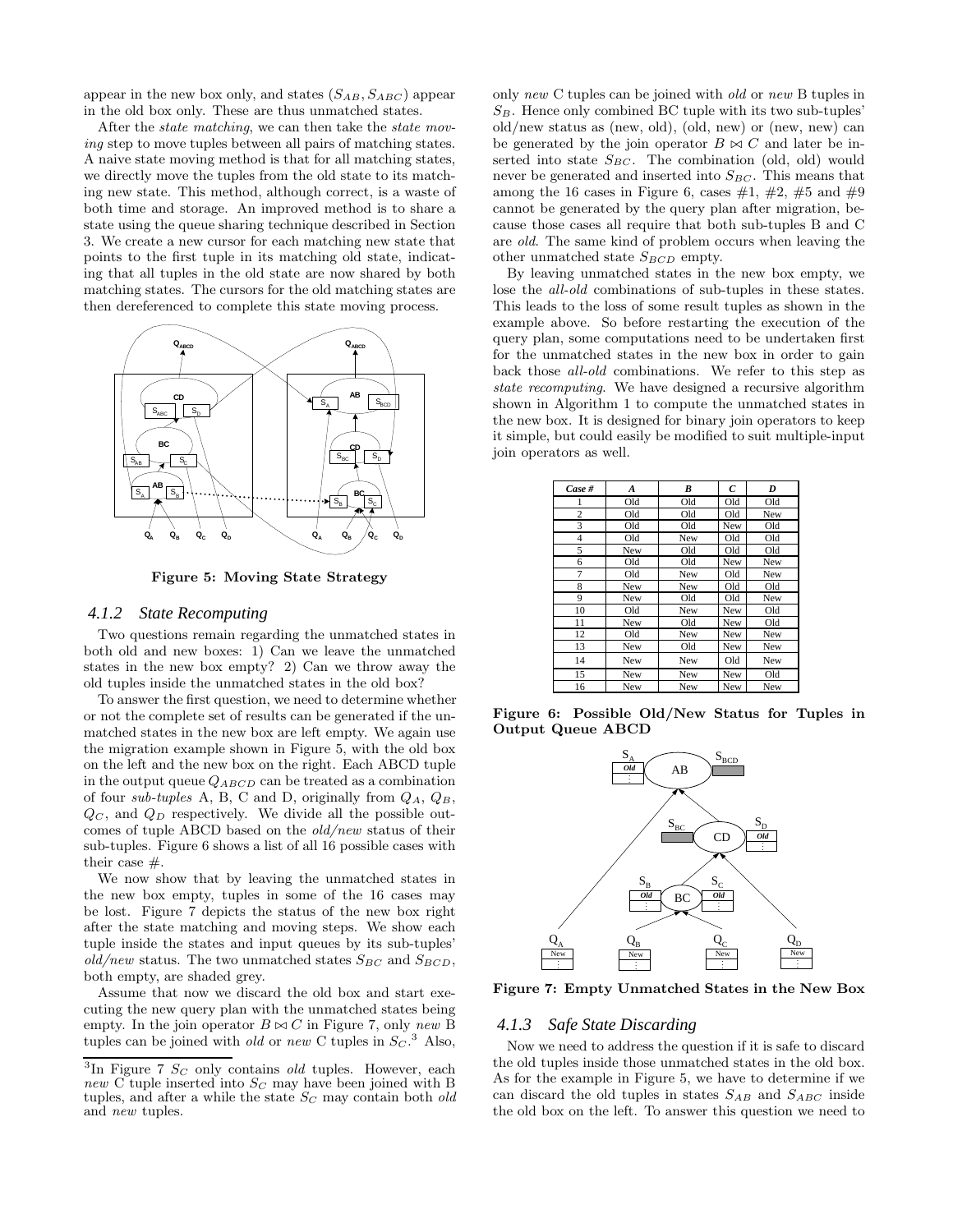appear in the new box only, and states $(S_{AB}, S_{ABC})$ appear in the old box only. These are thus unmatched states.

After the *state matching*, we can then take the *state moving* step to move tuples between all pairs of matching states. A naive state moving method is that for all matching states, we directly move the tuples from the old state to its matching new state. This method, although correct, is a waste of both time and storage. An improved method is to share a state using the queue sharing technique described in Section 3. We create a new cursor for each matching new state that points to the first tuple in its matching old state, indicating that all tuples in the old state are now shared by both matching states. The cursors for the old matching states are then dereferenced to complete this state moving process.

**Figure 5: Moving State Strategy**

### 4.1.2 State Recomputing

Two questions remain regarding the unmatched states in both old and new boxes: 1) Can we leave the unmatched states in the new box empty? 2) Can we throw away the old tuples inside the unmatched states in the old box?

To answer the first question, we need to determine whether or not the complete set of results can be generated if the unmatched states in the new box are left empty. We again use the migration example shown in Figure 5, with the old box on the left and the new box on the right. Each ABCD tuple in the output queue $Q_{ABCD}$ can be treated as a combination of four *sub-tuples* A, B, C and D, originally from $Q_A$, $Q_B$, $Q_C$, and $Q_D$ respectively. We divide all the possible outcomes of tuple ABCD based on the *old/new* status of their sub-tuples. Figure 6 shows a list of all 16 possible cases with their case #.

We now show that by leaving the unmatched states in the new box empty, tuples in some of the 16 cases may be lost. Figure 7 depicts the status of the new box right after the state matching and moving steps. We show each tuple inside the states and input queues by its sub-tuples' *old/new* status. The two unmatched states $S_{BC}$ and $S_{BCD}$, both empty, are shaded grey.

Assume that now we discard the old box and start executing the new query plan with the unmatched states being empty. In the join operator $B \bowtie C$ in Figure 7, only *new* B tuples can be joined with *old* or *new* C tuples in $S_C$.[3] Also, only *new* C tuples can be joined with *old* or *new* B tuples in $S_B$. Hence only combined BC tuple with its two sub-tuples' old/new status as (new, old), (old, new) or (new, new) can be generated by the join operator $B \bowtie C$ and later be inserted into state $S_{BC}$. The combination (old, old) would never be generated and inserted into $S_{BC}$. This means that among the 16 cases in Figure 6, cases #1, #2, #5 and #9 cannot be generated by the query plan after migration, because those cases all require that both sub-tuples B and C are *old*. The same kind of problem occurs when leaving the other unmatched state $S_{BCD}$ empty.

By leaving unmatched states in the new box empty, we lose the *all-old* combinations of sub-tuples in these states. This leads to the loss of some result tuples as shown in the example above. So before restarting the execution of the query plan, some computations need to be undertaken first for the unmatched states in the new box in order to gain back those *all-old* combinations. We refer to this step as *state recomputing*. We have designed a recursive algorithm shown in Algorithm 1 to compute the unmatched states in the new box. It is designed for binary join operators to keep it simple, but could easily be modified to suit multiple-input join operators as well.

| Case # | A | B | C | D |
|---|---|---|---|---|
| 1 | Old | Old | Old | Old |
| 2 | Old | Old | Old | New |
| 3 | Old | Old | New | Old |
| 4 | Old | New | Old | Old |
| 5 | New | Old | Old | Old |
| 6 | Old | Old | New | New |
| 7 | Old | New | Old | New |
| 8 | New | New | Old | Old |
| 9 | New | Old | Old | New |
| 10 | Old | New | New | Old |
| 11 | New | Old | New | Old |
| 12 | Old | New | New | New |
| 13 | New | Old | New | New |
| 14 | New | New | Old | New |
| 15 | New | New | New | Old |
| 16 | New | New | New | New |

**Figure 6: Possible Old/New Status for Tuples in Output Queue ABCD**

**Figure 7: Empty Unmatched States in the New Box**

### 4.1.3 Safe State Discarding

Now we need to address the question if it is safe to discard the old tuples inside those unmatched states in the old box. As for the example in Figure 5, we have to determine if we can discard the old tuples in states $S_{AB}$ and $S_{ABC}$ inside the old box on the left. To answer this question we need to

[3]In Figure 7 $S_C$ only contains *old* tuples. However, each *new* C tuple inserted into $S_C$ may have been joined with B tuples, and after a while the state $S_C$ may contain both *old* and *new* tuples.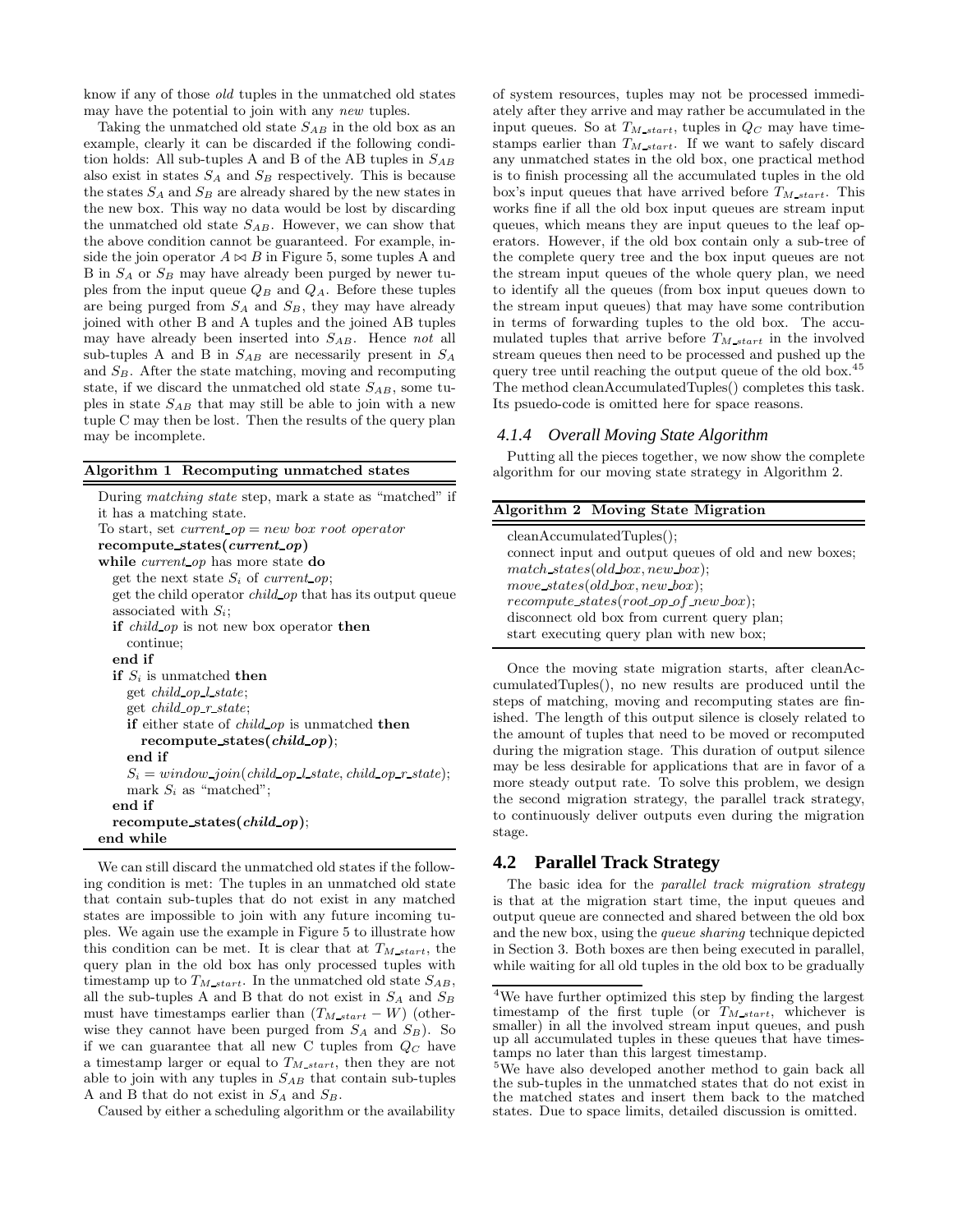know if any of those *old* tuples in the unmatched old states may have the potential to join with any *new* tuples.

Taking the unmatched old state $S_{AB}$ in the old box as an example, clearly it can be discarded if the following condition holds: All sub-tuples A and B of the AB tuples in $S_{AB}$ also exist in states $S_A$ and $S_B$ respectively. This is because the states $S_A$ and $S_B$ are already shared by the new states in the new box. This way no data would be lost by discarding the unmatched old state $S_{AB}$. However, we can show that the above condition cannot be guaranteed. For example, inside the join operator $A \bowtie B$ in Figure 5, some tuples A and B in $S_A$ or $S_B$ may have already been purged by newer tuples from the input queue $Q_B$ and $Q_A$. Before these tuples are being purged from $S_A$ and $S_B$, they may have already joined with other B and A tuples and the joined AB tuples may have already been inserted into $S_{AB}$. Hence *not* all sub-tuples A and B in $S_{AB}$ are necessarily present in $S_A$ and $S_B$. After the state matching, moving and recomputing state, if we discard the unmatched old state $S_{AB}$, some tuples in state $S_{AB}$ that may still be able to join with a new tuple C may then be lost. Then the results of the query plan may be incomplete.

**Algorithm 1 Recomputing unmatched states**

```
During matching state step, mark a state as "matched" if it has a matching state.
To start, set current_op = new box root operator
recompute_states(current_op)
while current_op has more state do
  get the next state S_i of current_op;
  get the child operator child_op that has its output queue associated with S_i;
  if child_op is not new box operator then
    continue;
  end if
  if S_i is unmatched then
    get child_op_l_state;
    get child_op_r_state;
    if either state of child_op is unmatched then
      recompute_states(child_op);
    end if
    S_i = window_join(child_op_l_state, child_op_r_state);
    mark S_i as "matched";
  end if
  recompute_states(child_op);
end while
```

We can still discard the unmatched old states if the following condition is met: The tuples in an unmatched old state that contain sub-tuples that do not exist in any matched states are impossible to join with any future incoming tuples. We again use the example in Figure 5 to illustrate how this condition can be met. It is clear that at $T_{M\_start}$, the query plan in the old box has only processed tuples with timestamp up to $T_{M\_start}$. In the unmatched old state $S_{AB}$, all the sub-tuples A and B that do not exist in $S_A$ and $S_B$ must have timestamps earlier than $(T_{M\_start} - W)$ (otherwise they cannot have been purged from $S_A$ and $S_B$). So if we can guarantee that all new C tuples from $Q_C$ have a timestamp larger or equal to $T_{M\_start}$, then they are not able to join with any tuples in $S_{AB}$ that contain sub-tuples A and B that do not exist in $S_A$ and $S_B$.

Caused by either a scheduling algorithm or the availability of system resources, tuples may not be processed immediately after they arrive and may rather be accumulated in the input queues. So at $T_{M\_start}$, tuples in $Q_C$ may have timestamps earlier than $T_{M\_start}$. If we want to safely discard any unmatched states in the old box, one practical method is to finish processing all the accumulated tuples in the old box's input queues that have arrived before $T_{M\_start}$. This works fine if all the old box input queues are stream input queues, which means they are input queues to the leaf operators. However, if the old box contain only a sub-tree of the complete query tree and the box input queues are not the stream input queues of the whole query plan, we need to identify all the queues (from box input queues down to the stream input queues) that may have some contribution in terms of forwarding tuples to the old box. The accumulated tuples that arrive before $T_{M\_start}$ in the involved stream queues then need to be processed and pushed up the query tree until reaching the output queue of the old box.[4][5] The method cleanAccumulatedTuples() completes this task. Its psuedo-code is omitted here for space reasons.

#### 4.1.4 Overall Moving State Algorithm

Putting all the pieces together, we now show the complete algorithm for our moving state strategy in Algorithm 2.

**Algorithm 2 Moving State Migration**

```
cleanAccumulatedTuples();
connect input and output queues of old and new boxes;
match_states(old_box, new_box);
move_states(old_box, new_box);
recompute_states(root_op_of_new_box);
disconnect old box from current query plan;
start executing query plan with new box;
```

Once the moving state migration starts, after cleanAccumulatedTuples(), no new results are produced until the steps of matching, moving and recomputing states are finished. The length of this output silence is closely related to the amount of tuples that need to be moved or recomputed during the migration stage. This duration of output silence may be less desirable for applications that are in favor of a more steady output rate. To solve this problem, we design the second migration strategy, the parallel track strategy, to continuously deliver outputs even during the migration stage.

### 4.2 Parallel Track Strategy

The basic idea for the *parallel track migration strategy* is that at the migration start time, the input queues and output queue are connected and shared between the old box and the new box, using the *queue sharing* technique depicted in Section 3. Both boxes are then being executed in parallel, while waiting for all old tuples in the old box to be gradually

[4] We have further optimized this step by finding the largest timestamp of the first tuple (or $T_{M\_start}$, whichever is smaller) in all the involved stream input queues, and push up all accumulated tuples in these queues that have timestamps no later than this largest timestamp.

[5] We have also developed another method to gain back all the sub-tuples in the unmatched states that do not exist in the matched states and insert them back to the matched states. Due to space limits, detailed discussion is omitted.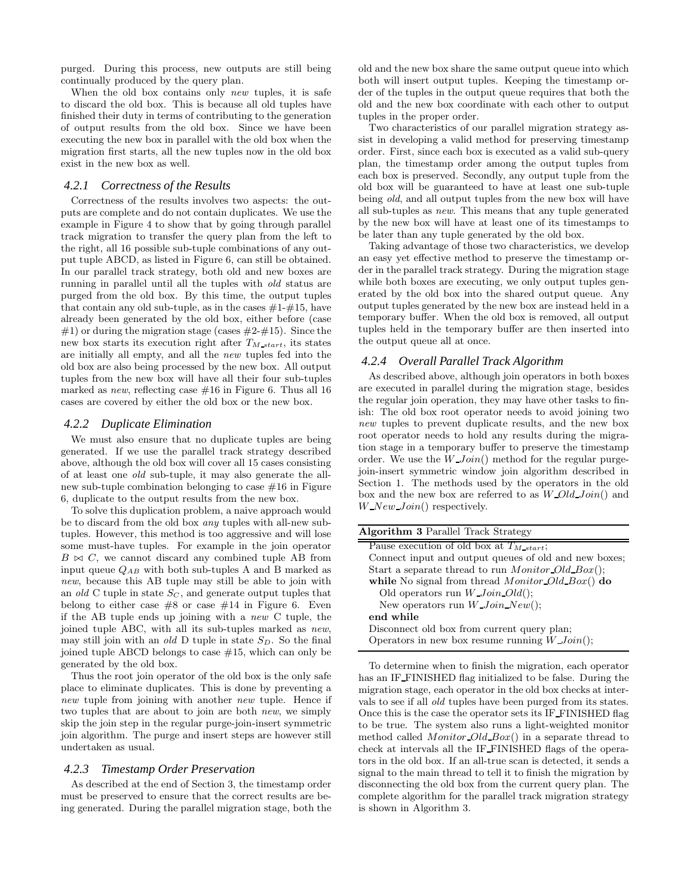purged. During this process, new outputs are still being continually produced by the query plan.

When the old box contains only *new* tuples, it is safe to discard the old box. This is because all old tuples have finished their duty in terms of contributing to the generation of output results from the old box. Since we have been executing the new box in parallel with the old box when the migration first starts, all the new tuples now in the old box exist in the new box as well.

### 4.2.1 Correctness of the Results

Correctness of the results involves two aspects: the outputs are complete and do not contain duplicates. We use the example in Figure 4 to show that by going through parallel track migration to transfer the query plan from the left to the right, all 16 possible sub-tuple combinations of any output tuple ABCD, as listed in Figure 6, can still be obtained. In our parallel track strategy, both old and new boxes are running in parallel until all the tuples with *old* status are purged from the old box. By this time, the output tuples that contain any old sub-tuple, as in the cases #1-#15, have already been generated by the old box, either before (case #1) or during the migration stage (cases #2-#15). Since the new box starts its execution right after $T_{M\_start}$, its states are initially all empty, and all the *new* tuples fed into the old box are also being processed by the new box. All output tuples from the new box will have all their four sub-tuples marked as *new*, reflecting case #16 in Figure 6. Thus all 16 cases are covered by either the old box or the new box.

### 4.2.2 Duplicate Elimination

We must also ensure that no duplicate tuples are being generated. If we use the parallel track strategy described above, although the old box will cover all 15 cases consisting of at least one *old* sub-tuple, it may also generate the all-new sub-tuple combination belonging to case #16 in Figure 6, duplicate to the output results from the new box.

To solve this duplication problem, a naive approach would be to discard from the old box *any* tuples with all-new sub-tuples. However, this method is too aggressive and will lose some must-have tuples. For example in the join operator $B \bowtie C$, we cannot discard any combined tuple AB from input queue $Q_{AB}$ with both sub-tuples A and B marked as *new*, because this AB tuple may still be able to join with an *old* C tuple in state $S_C$, and generate output tuples that belong to either case #8 or case #14 in Figure 6. Even if the AB tuple ends up joining with a *new* C tuple, the joined tuple ABC, with all its sub-tuples marked as *new*, may still join with an *old* D tuple in state $S_D$. So the final joined tuple ABCD belongs to case #15, which can only be generated by the old box.

Thus the root join operator of the old box is the only safe place to eliminate duplicates. This is done by preventing a *new* tuple from joining with another *new* tuple. Hence if two tuples that are about to join are both *new*, we simply skip the join step in the regular purge-join-insert symmetric join algorithm. The purge and insert steps are however still undertaken as usual.

### 4.2.3 Timestamp Order Preservation

As described at the end of Section 3, the timestamp order must be preserved to ensure that the correct results are being generated. During the parallel migration stage, both the old and the new box share the same output queue into which both will insert output tuples. Keeping the timestamp order of the tuples in the output queue requires that both the old and the new box coordinate with each other to output tuples in the proper order.

Two characteristics of our parallel migration strategy assist in developing a valid method for preserving timestamp order. First, since each box is executed as a valid sub-query plan, the timestamp order among the output tuples from each box is preserved. Secondly, any output tuple from the old box will be guaranteed to have at least one sub-tuple being *old*, and all output tuples from the new box will have all sub-tuples as *new*. This means that any tuple generated by the new box will have at least one of its timestamps to be later than any tuple generated by the old box.

Taking advantage of those two characteristics, we develop an easy yet effective method to preserve the timestamp order in the parallel track strategy. During the migration stage while both boxes are executing, we only output tuples generated by the old box into the shared output queue. Any output tuples generated by the new box are instead held in a temporary buffer. When the old box is removed, all output tuples held in the temporary buffer are then inserted into the output queue all at once.

### 4.2.4 Overall Parallel Track Algorithm

As described above, although join operators in both boxes are executed in parallel during the migration stage, besides the regular join operation, they may have other tasks to finish: The old box root operator needs to avoid joining two *new* tuples to prevent duplicate results, and the new box root operator needs to hold any results during the migration stage in a temporary buffer to preserve the timestamp order. We use the $W\_Join()$ method for the regular purge-join-insert symmetric window join algorithm described in Section 1. The methods used by the operators in the old box and the new box are referred to as $W\_Old\_Join()$ and $W\_New\_Join()$ respectively.

**Algorithm 3** Parallel Track Strategy

```
Pause execution of old box at T_M_start;
Connect input and output queues of old and new boxes;
Start a separate thread to run Monitor_Old_Box();
while No signal from thread Monitor_Old_Box() do
   Old operators run W_Join_Old();
   New operators run W_Join_New();
end while
Disconnect old box from current query plan;
Operators in new box resume running W_Join();
```

To determine when to finish the migration, each operator has an IF_FINISHED flag initialized to be false. During the migration stage, each operator in the old box checks at intervals to see if all *old* tuples have been purged from its states. Once this is the case the operator sets its IF_FINISHED flag to be true. The system also runs a light-weighted monitor method called $Monitor\_Old\_Box()$ in a separate thread to check at intervals all the IF_FINISHED flags of the operators in the old box. If an all-true scan is detected, it sends a signal to the main thread to tell it to finish the migration by disconnecting the old box from the current query plan. The complete algorithm for the parallel track migration strategy is shown in Algorithm 3.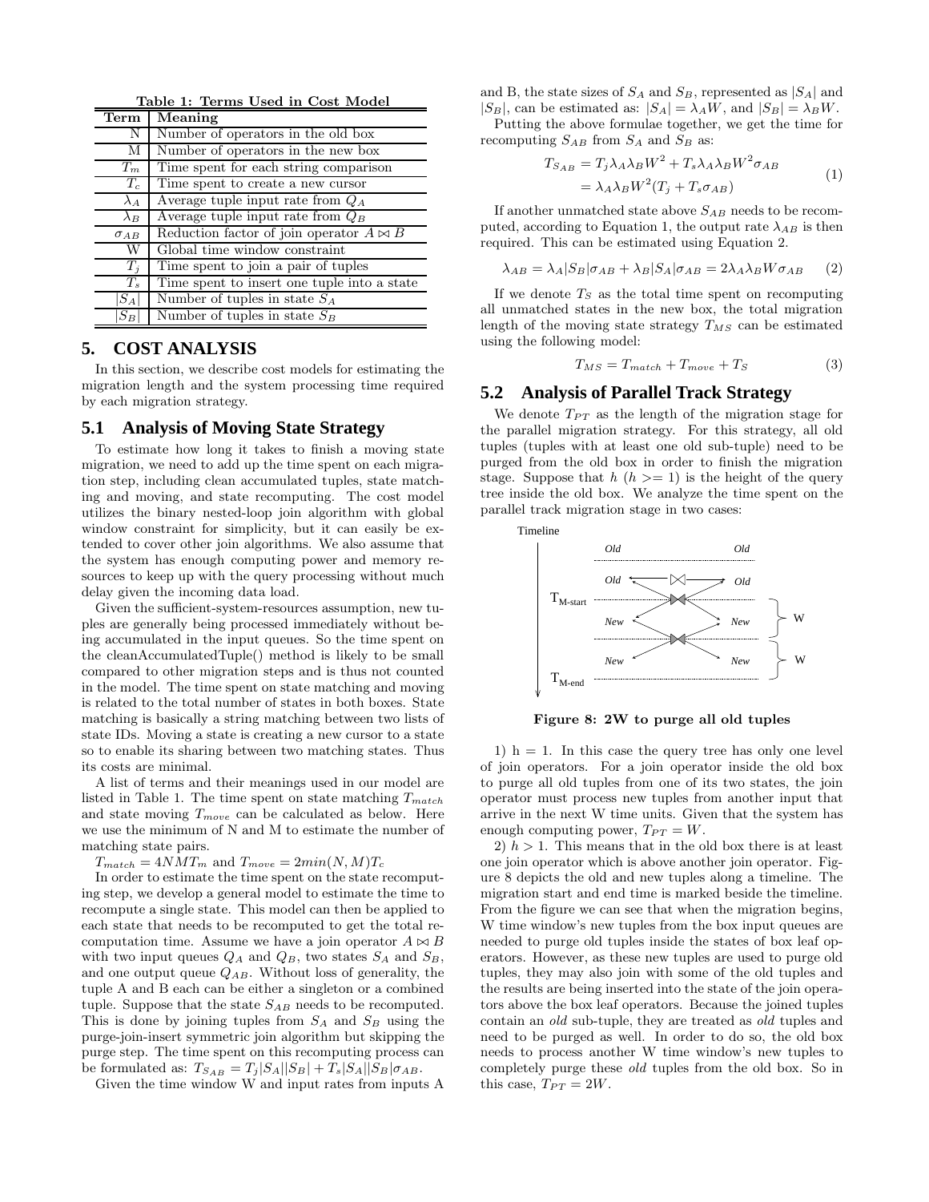**Table 1: Terms Used in Cost Model**

| Term | Meaning |
|---|---|
| N | Number of operators in the old box |
| M | Number of operators in the new box |
| $T_m$ | Time spent for each string comparison |
| $T_c$ | Time spent to create a new cursor |
| $\lambda_A$ | Average tuple input rate from $Q_A$ |
| $\lambda_B$ | Average tuple input rate from $Q_B$ |
| $\sigma_{AB}$ | Reduction factor of join operator $A \bowtie B$ |
| W | Global time window constraint |
| $T_j$ | Time spent to join a pair of tuples |
| $T_s$ | Time spent to insert one tuple into a state |
| $\lvert S_A \rvert$ | Number of tuples in state $S_A$ |
| $\lvert S_B \rvert$ | Number of tuples in state $S_B$ |

# 5. COST ANALYSIS

In this section, we describe cost models for estimating the migration length and the system processing time required by each migration strategy.

## 5.1 Analysis of Moving State Strategy

To estimate how long it takes to finish a moving state migration, we need to add up the time spent on each migration step, including clean accumulated tuples, state matching and moving, and state recomputing. The cost model utilizes the binary nested-loop join algorithm with global window constraint for simplicity, but it can easily be extended to cover other join algorithms. We also assume that the system has enough computing power and memory resources to keep up with the query processing without much delay given the incoming data load.

Given the sufficient-system-resources assumption, new tuples are generally being processed immediately without being accumulated in the input queues. So the time spent on the cleanAccumulatedTuple() method is likely to be small compared to other migration steps and is thus not counted in the model. The time spent on state matching and moving is related to the total number of states in both boxes. State matching is basically a string matching between two lists of state IDs. Moving a state is creating a new cursor to a state so to enable its sharing between two matching states. Thus its costs are minimal.

A list of terms and their meanings used in our model are listed in Table 1. The time spent on state matching $T_{match}$ and state moving $T_{move}$ can be calculated as below. Here we use the minimum of N and M to estimate the number of matching state pairs.

$T_{match} = 4NMT_m$ and $T_{move} = 2min(N, M)T_c$

In order to estimate the time spent on the state recomputing step, we develop a general model to estimate the time to recompute a single state. This model can then be applied to each state that needs to be recomputed to get the total recomputation time. Assume we have a join operator $A \bowtie B$ with two input queues $Q_A$ and $Q_B$, two states $S_A$ and $S_B$, and one output queue $Q_{AB}$. Without loss of generality, the tuple A and B each can be either a singleton or a combined tuple. Suppose that the state $S_{AB}$ needs to be recomputed. This is done by joining tuples from $S_A$ and $S_B$ using the purge-join-insert symmetric join algorithm but skipping the purge step. The time spent on this recomputing process can be formulated as: $T_{S_{AB}} = T_j|S_A||S_B| + T_s|S_A||S_B|\sigma_{AB}$.

Given the time window W and input rates from inputs A and B, the state sizes of $S_A$ and $S_B$, represented as $|S_A|$ and $|S_B|$, can be estimated as: $|S_A| = \lambda_A W$, and $|S_B| = \lambda_B W$.

Putting the above formulae together, we get the time for recomputing $S_{AB}$ from $S_A$ and $S_B$ as:

$$T_{S_{AB}} = T_j \lambda_A \lambda_B W^2 + T_s \lambda_A \lambda_B W^2 \sigma_{AB} = \lambda_A \lambda_B W^2 (T_j + T_s \sigma_{AB}) \tag{1}$$

If another unmatched state above $S_{AB}$ needs to be recomputed, according to Equation 1, the output rate $\lambda_{AB}$ is then required. This can be estimated using Equation 2.

$$\lambda_{AB} = \lambda_A |S_B| \sigma_{AB} + \lambda_B |S_A| \sigma_{AB} = 2\lambda_A \lambda_B W \sigma_{AB} \tag{2}$$

If we denote $T_S$ as the total time spent on recomputing all unmatched states in the new box, the total migration length of the moving state strategy $T_{MS}$ can be estimated using the following model:

$$T_{MS} = T_{match} + T_{move} + T_S \tag{3}$$

## 5.2 Analysis of Parallel Track Strategy

We denote $T_{PT}$ as the length of the migration stage for the parallel migration strategy. For this strategy, all old tuples (tuples with at least one old sub-tuple) need to be purged from the old box in order to finish the migration stage. Suppose that $h$ ($h >= 1$) is the height of the query tree inside the old box. We analyze the time spent on the parallel track migration stage in two cases:

**Figure 8: 2W to purge all old tuples**

1) h = 1. In this case the query tree has only one level of join operators. For a join operator inside the old box to purge all old tuples from one of its two states, the join operator must process new tuples from another input that arrive in the next W time units. Given that the system has enough computing power, $T_{PT} = W$.

2) $h > 1$. This means that in the old box there is at least one join operator which is above another join operator. Figure 8 depicts the old and new tuples along a timeline. The migration start and end time is marked beside the timeline. From the figure we can see that when the migration begins, W time window's new tuples from the box input queues are needed to purge old tuples inside the states of box leaf operators. However, as these new tuples are used to purge old tuples, they may also join with some of the old tuples and the results are being inserted into the state of the join operators above the box leaf operators. Because the joined tuples contain an *old* sub-tuple, they are treated as *old* tuples and need to be purged as well. In order to do so, the old box needs to process another W time window's new tuples to completely purge these *old* tuples from the old box. So in this case, $T_{PT} = 2W$.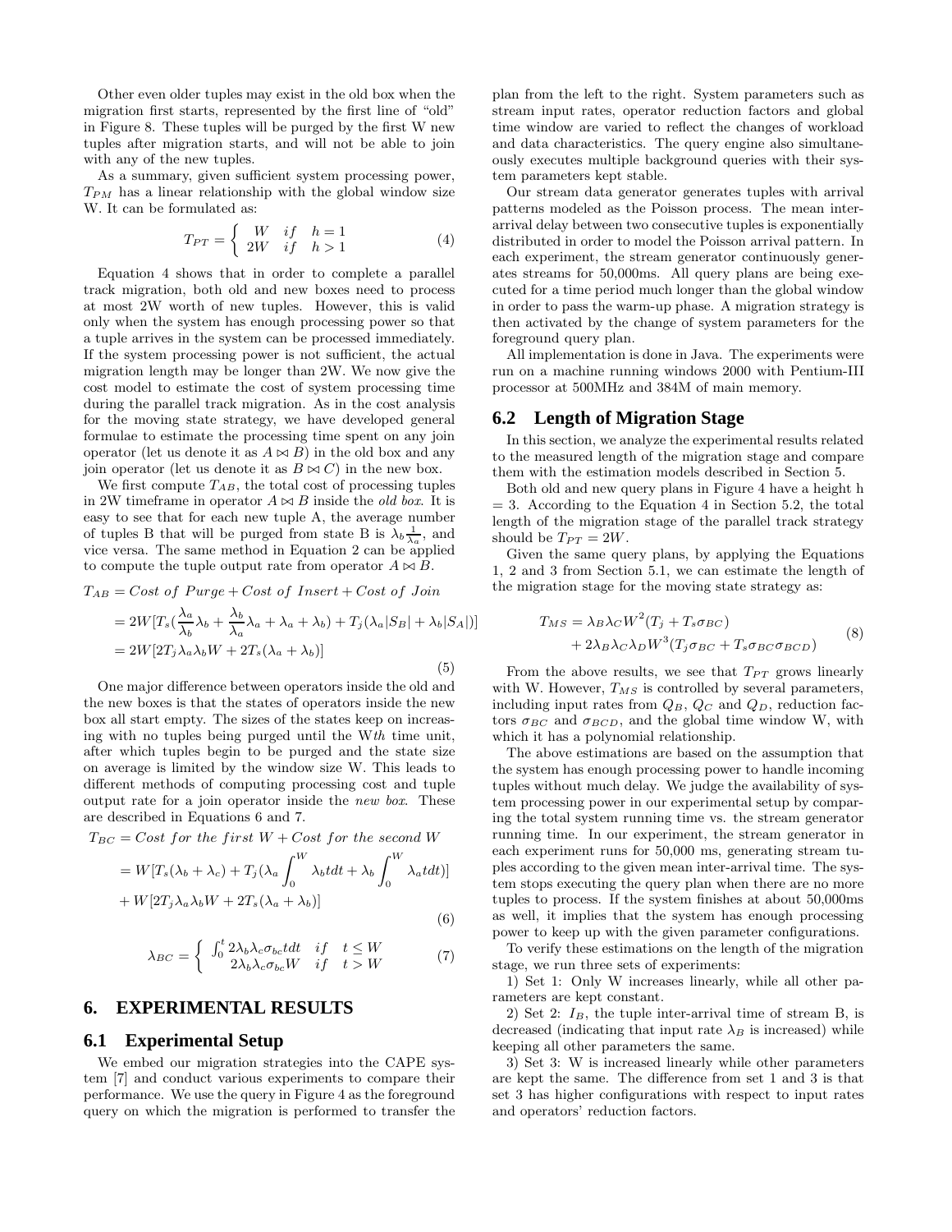Other even older tuples may exist in the old box when the migration first starts, represented by the first line of "old" in Figure 8. These tuples will be purged by the first W new tuples after migration starts, and will not be able to join with any of the new tuples.

As a summary, given sufficient system processing power, $T_{PM}$ has a linear relationship with the global window size W. It can be formulated as:

$$T_{PT} = \begin{cases} W & if \quad h = 1 \\ 2W & if \quad h > 1 \end{cases} \tag{4}$$

Equation 4 shows that in order to complete a parallel track migration, both old and new boxes need to process at most 2W worth of new tuples. However, this is valid only when the system has enough processing power so that a tuple arrives in the system can be processed immediately. If the system processing power is not sufficient, the actual migration length may be longer than 2W. We now give the cost model to estimate the cost of system processing time during the parallel track migration. As in the cost analysis for the moving state strategy, we have developed general formulae to estimate the processing time spent on any join operator (let us denote it as $A \bowtie B$) in the old box and any join operator (let us denote it as $B \bowtie C$) in the new box.

We first compute $T_{AB}$, the total cost of processing tuples in 2W timeframe in operator $A \bowtie B$ inside the *old box*. It is easy to see that for each new tuple A, the average number of tuples B that will be purged from state B is $\lambda_b \frac{1}{\lambda_a}$, and vice versa. The same method in Equation 2 can be applied to compute the tuple output rate from operator $A \bowtie B$.

$$\begin{aligned} T_{AB} &= Cost\ of\ Purge + Cost\ of\ Insert + Cost\ of\ Join \\ &= 2W[T_s(\frac{\lambda_a}{\lambda_b}\lambda_b + \frac{\lambda_b}{\lambda_a}\lambda_a + \lambda_a + \lambda_b) + T_j(\lambda_a|S_B| + \lambda_b|S_A|)] \\ &= 2W[2T_j\lambda_a\lambda_b W + 2T_s(\lambda_a + \lambda_b)] \end{aligned} \tag{5}$$

One major difference between operators inside the old and the new boxes is that the states of operators inside the new box all start empty. The sizes of the states keep on increasing with no tuples being purged until the W*th* time unit, after which tuples begin to be purged and the state size on average is limited by the window size W. This leads to different methods of computing processing cost and tuple output rate for a join operator inside the *new box*. These are described in Equations 6 and 7.

$$\begin{aligned} T_{BC} &= Cost\ for\ the\ first\ W + Cost\ for\ the\ second\ W \\ &= W[T_s(\lambda_b + \lambda_c) + T_j(\lambda_a \int_0^W \lambda_b t dt + \lambda_b \int_0^W \lambda_a t dt)] \\ &+ W[2T_j\lambda_a\lambda_b W + 2T_s(\lambda_a + \lambda_b)] \end{aligned} \tag{6}$$

$$\lambda_{BC} = \begin{cases} \int_0^t 2\lambda_b\lambda_c\sigma_{bc} t dt & if \quad t \le W \\ 2\lambda_b\lambda_c\sigma_{bc} W & if \quad t > W \end{cases} \tag{7}$$

# 6. EXPERIMENTAL RESULTS

## 6.1 Experimental Setup

We embed our migration strategies into the CAPE system [7] and conduct various experiments to compare their performance. We use the query in Figure 4 as the foreground query on which the migration is performed to transfer the plan from the left to the right. System parameters such as stream input rates, operator reduction factors and global time window are varied to reflect the changes of workload and data characteristics. The query engine also simultaneously executes multiple background queries with their system parameters kept stable.

Our stream data generator generates tuples with arrival patterns modeled as the Poisson process. The mean inter-arrival delay between two consecutive tuples is exponentially distributed in order to model the Poisson arrival pattern. In each experiment, the stream generator continuously generates streams for 50,000ms. All query plans are being executed for a time period much longer than the global window in order to pass the warm-up phase. A migration strategy is then activated by the change of system parameters for the foreground query plan.

All implementation is done in Java. The experiments were run on a machine running windows 2000 with Pentium-III processor at 500MHz and 384M of main memory.

## 6.2 Length of Migration Stage

In this section, we analyze the experimental results related to the measured length of the migration stage and compare them with the estimation models described in Section 5.

Both old and new query plans in Figure 4 have a height h = 3. According to the Equation 4 in Section 5.2, the total length of the migration stage of the parallel track strategy should be $T_{PT} = 2W$.

Given the same query plans, by applying the Equations 1, 2 and 3 from Section 5.1, we can estimate the length of the migration stage for the moving state strategy as:

$$\begin{aligned} T_{MS} &= \lambda_B\lambda_C W^2(T_j + T_s\sigma_{BC}) \\ &+ 2\lambda_B\lambda_C\lambda_D W^3(T_j\sigma_{BC} + T_s\sigma_{BC}\sigma_{BCD}) \end{aligned} \tag{8}$$

From the above results, we see that $T_{PT}$ grows linearly with W. However, $T_{MS}$ is controlled by several parameters, including input rates from $Q_B$, $Q_C$ and $Q_D$, reduction factors $\sigma_{BC}$ and $\sigma_{BCD}$, and the global time window W, with which it has a polynomial relationship.

The above estimations are based on the assumption that the system has enough processing power to handle incoming tuples without much delay. We judge the availability of system processing power in our experimental setup by comparing the total system running time vs. the stream generator running time. In our experiment, the stream generator in each experiment runs for 50,000 ms, generating stream tuples according to the given mean inter-arrival time. The system stops executing the query plan when there are no more tuples to process. If the system finishes at about 50,000ms as well, it implies that the system has enough processing power to keep up with the given parameter configurations.

To verify these estimations on the length of the migration stage, we run three sets of experiments:

1) Set 1: Only W increases linearly, while all other parameters are kept constant.

2) Set 2: $I_B$, the tuple inter-arrival time of stream B, is decreased (indicating that input rate $\lambda_B$ is increased) while keeping all other parameters the same.

3) Set 3: W is increased linearly while other parameters are kept the same. The difference from set 1 and 3 is that set 3 has higher configurations with respect to input rates and operators' reduction factors.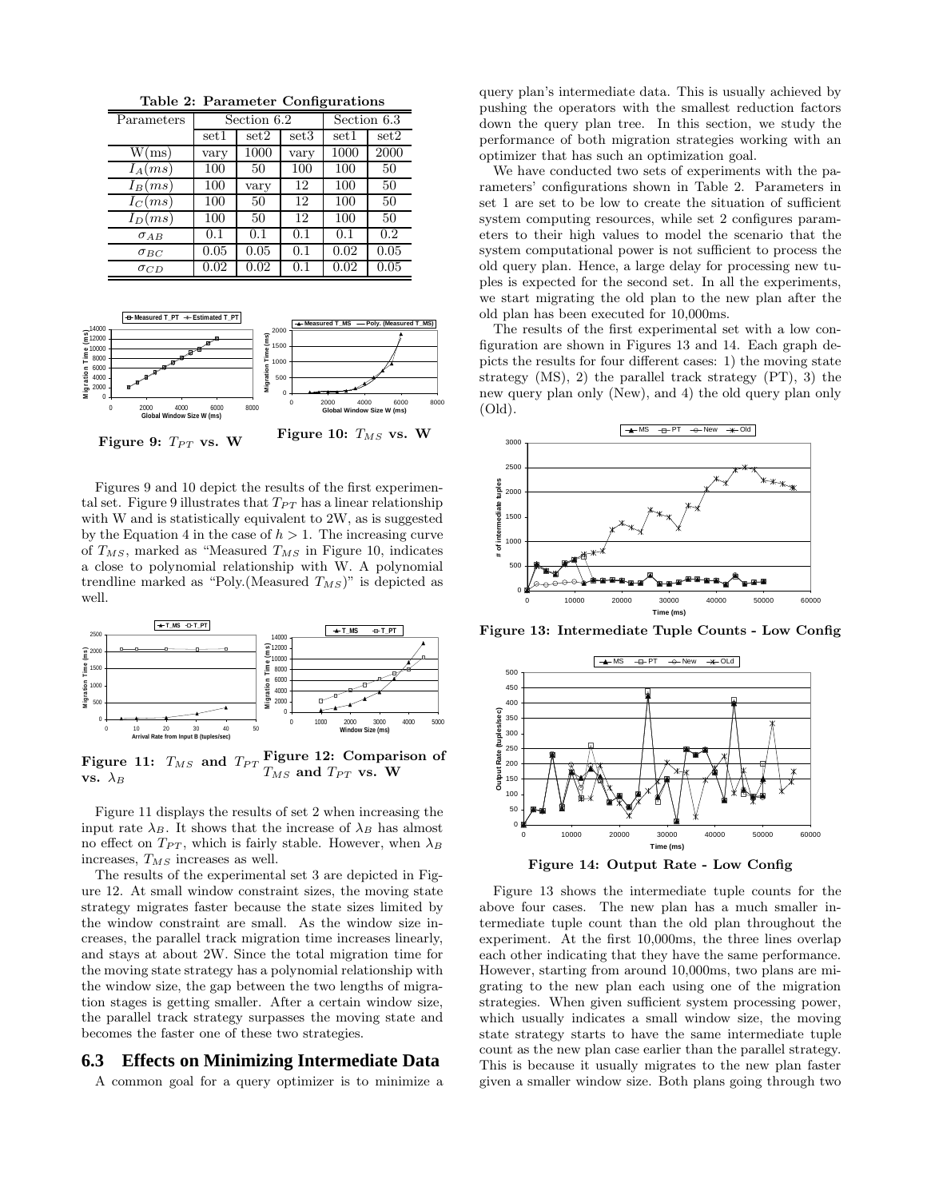**Table 2: Parameter Configurations**

| Parameters | Section 6.2 | | | Section 6.3 | |
|---|---|---|---|---|---|
| | set1 | set2 | set3 | set1 | set2 |
| W(ms) | vary | 1000 | vary | 1000 | 2000 |
| $I_A(ms)$ | 100 | 50 | 100 | 100 | 50 |
| $I_B(ms)$ | 100 | vary | 12 | 100 | 50 |
| $I_C(ms)$ | 100 | 50 | 12 | 100 | 50 |
| $I_D(ms)$ | 100 | 50 | 12 | 100 | 50 |
| $\sigma_{AB}$ | 0.1 | 0.1 | 0.1 | 0.1 | 0.2 |
| $\sigma_{BC}$ | 0.05 | 0.05 | 0.1 | 0.02 | 0.05 |
| $\sigma_{CD}$ | 0.02 | 0.02 | 0.1 | 0.02 | 0.05 |

**Figure 9: $T_{PT}$ vs. W**

**Figure 10: $T_{MS}$ vs. W**

Figures 9 and 10 depict the results of the first experimental set. Figure 9 illustrates that $T_{PT}$ has a linear relationship with W and is statistically equivalent to 2W, as is suggested by the Equation 4 in the case of $h > 1$. The increasing curve of $T_{MS}$, marked as "Measured $T_{MS}$ in Figure 10, indicates a close to polynomial relationship with W. A polynomial trendline marked as "Poly.(Measured $T_{MS}$)" is depicted as well.

**Figure 11: $T_{MS}$ and $T_{PT}$ vs. $\lambda_B$**

**Figure 12: Comparison of $T_{MS}$ and $T_{PT}$ vs. W**

Figure 11 displays the results of set 2 when increasing the input rate $\lambda_B$. It shows that the increase of $\lambda_B$ has almost no effect on $T_{PT}$, which is fairly stable. However, when $\lambda_B$ increases, $T_{MS}$ increases as well.

The results of the experimental set 3 are depicted in Figure 12. At small window constraint sizes, the moving state strategy migrates faster because the state sizes limited by the window constraint are small. As the window size increases, the parallel track migration time increases linearly, and stays at about 2W. Since the total migration time for the moving state strategy has a polynomial relationship with the window size, the gap between the two lengths of migration stages is getting smaller. After a certain window size, the parallel track strategy surpasses the moving state and becomes the faster one of these two strategies.

## 6.3 Effects on Minimizing Intermediate Data

A common goal for a query optimizer is to minimize a query plan's intermediate data. This is usually achieved by pushing the operators with the smallest reduction factors down the query plan tree. In this section, we study the performance of both migration strategies working with an optimizer that has such an optimization goal.

We have conducted two sets of experiments with the parameters' configurations shown in Table 2. Parameters in set 1 are set to be low to create the situation of sufficient system computing resources, while set 2 configures parameters to their high values to model the scenario that the system computational power is not sufficient to process the old query plan. Hence, a large delay for processing new tuples is expected for the second set. In all the experiments, we start migrating the old plan to the new plan after the old plan has been executed for 10,000ms.

The results of the first experimental set with a low configuration are shown in Figures 13 and 14. Each graph depicts the results for four different cases: 1) the moving state strategy (MS), 2) the parallel track strategy (PT), 3) the new query plan only (New), and 4) the old query plan only (Old).

**Figure 13: Intermediate Tuple Counts - Low Config**

**Figure 14: Output Rate - Low Config**

Figure 13 shows the intermediate tuple counts for the above four cases. The new plan has a much smaller intermediate tuple count than the old plan throughout the experiment. At the first 10,000ms, the three lines overlap each other indicating that they have the same performance. However, starting from around 10,000ms, two plans are migrating to the new plan each using one of the migration strategies. When given sufficient system processing power, which usually indicates a small window size, the moving state strategy starts to have the same intermediate tuple count as the new plan case earlier than the parallel strategy. This is because it usually migrates to the new plan faster given a smaller window size. Both plans going through two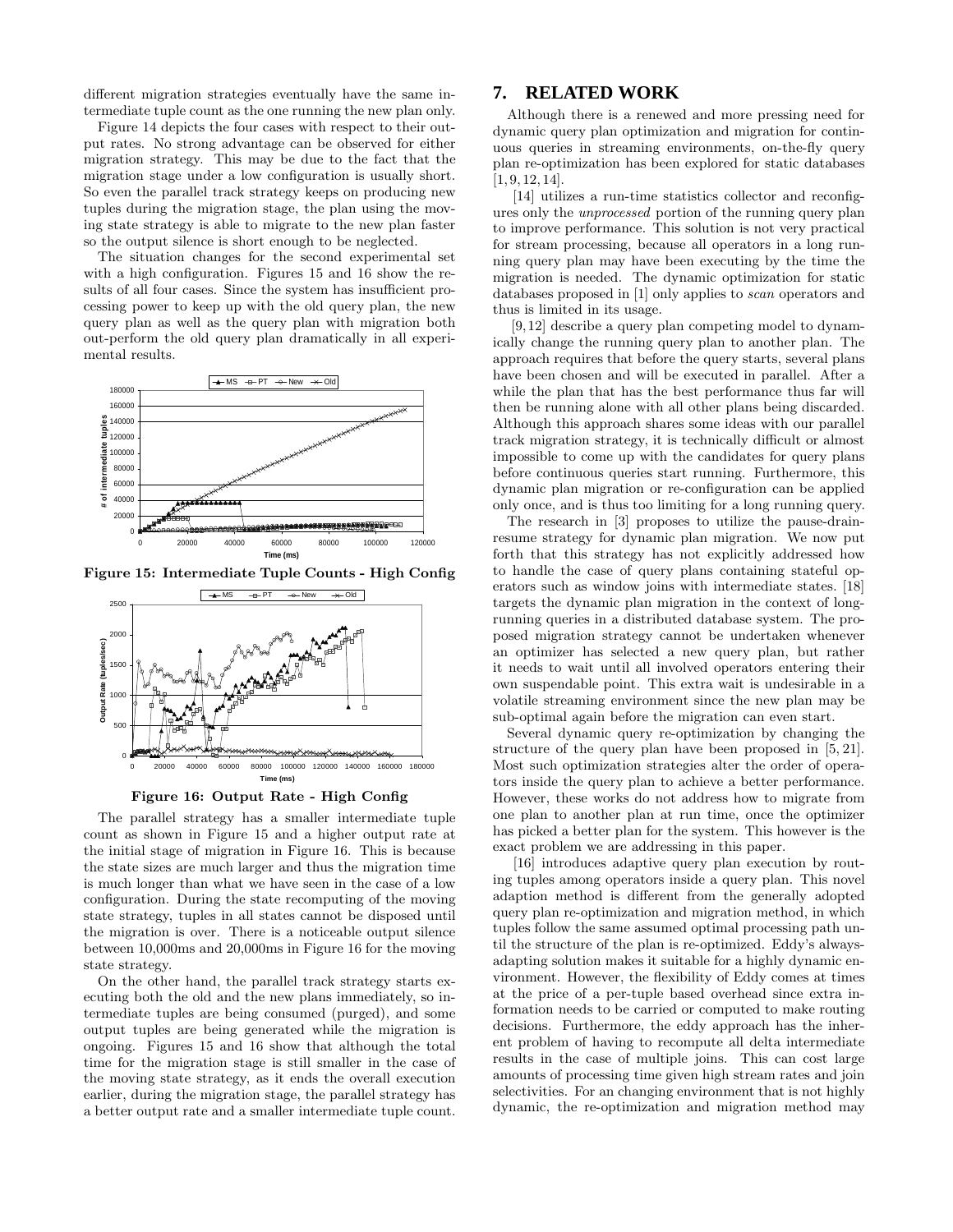different migration strategies eventually have the same intermediate tuple count as the one running the new plan only.

Figure 14 depicts the four cases with respect to their output rates. No strong advantage can be observed for either migration strategy. This may be due to the fact that the migration stage under a low configuration is usually short. So even the parallel track strategy keeps on producing new tuples during the migration stage, the plan using the moving state strategy is able to migrate to the new plan faster so the output silence is short enough to be neglected.

The situation changes for the second experimental set with a high configuration. Figures 15 and 16 show the results of all four cases. Since the system has insufficient processing power to keep up with the old query plan, the new query plan as well as the query plan with migration both out-perform the old query plan dramatically in all experimental results.

**Figure 15: Intermediate Tuple Counts - High Config**

**Figure 16: Output Rate - High Config**

The parallel strategy has a smaller intermediate tuple count as shown in Figure 15 and a higher output rate at the initial stage of migration in Figure 16. This is because the state sizes are much larger and thus the migration time is much longer than what we have seen in the case of a low configuration. During the state recomputing of the moving state strategy, tuples in all states cannot be disposed until the migration is over. There is a noticeable output silence between 10,000ms and 20,000ms in Figure 16 for the moving state strategy.

On the other hand, the parallel track strategy starts executing both the old and the new plans immediately, so intermediate tuples are being consumed (purged), and some output tuples are being generated while the migration is ongoing. Figures 15 and 16 show that although the total time for the migration stage is still smaller in the case of the moving state strategy, as it ends the overall execution earlier, during the migration stage, the parallel strategy has a better output rate and a smaller intermediate tuple count.

## 7. RELATED WORK

Although there is a renewed and more pressing need for dynamic query plan optimization and migration for continuous queries in streaming environments, on-the-fly query plan re-optimization has been explored for static databases [1, 9, 12, 14].

[14] utilizes a run-time statistics collector and reconfigures only the *unprocessed* portion of the running query plan to improve performance. This solution is not very practical for stream processing, because all operators in a long running query plan may have been executing by the time the migration is needed. The dynamic optimization for static databases proposed in [1] only applies to *scan* operators and thus is limited in its usage.

[9, 12] describe a query plan competing model to dynamically change the running query plan to another plan. The approach requires that before the query starts, several plans have been chosen and will be executed in parallel. After a while the plan that has the best performance thus far will then be running alone with all other plans being discarded. Although this approach shares some ideas with our parallel track migration strategy, it is technically difficult or almost impossible to come up with the candidates for query plans before continuous queries start running. Furthermore, this dynamic plan migration or re-configuration can be applied only once, and is thus too limiting for a long running query.

The research in [3] proposes to utilize the pause-drain-resume strategy for dynamic plan migration. We now put forth that this strategy has not explicitly addressed how to handle the case of query plans containing stateful operators such as window joins with intermediate states. [18] targets the dynamic plan migration in the context of long-running queries in a distributed database system. The proposed migration strategy cannot be undertaken whenever an optimizer has selected a new query plan, but rather it needs to wait until all involved operators entering their own suspendable point. This extra wait is undesirable in a volatile streaming environment since the new plan may be sub-optimal again before the migration can even start.

Several dynamic query re-optimization by changing the structure of the query plan have been proposed in [5, 21]. Most such optimization strategies alter the order of operators inside the query plan to achieve a better performance. However, these works do not address how to migrate from one plan to another plan at run time, once the optimizer has picked a better plan for the system. This however is the exact problem we are addressing in this paper.

[16] introduces adaptive query plan execution by routing tuples among operators inside a query plan. This novel adaption method is different from the generally adopted query plan re-optimization and migration method, in which tuples follow the same assumed optimal processing path until the structure of the plan is re-optimized. Eddy's always-adapting solution makes it suitable for a highly dynamic environment. However, the flexibility of Eddy comes at times at the price of a per-tuple based overhead since extra information needs to be carried or computed to make routing decisions. Furthermore, the eddy approach has the inherent problem of having to recompute all delta intermediate results in the case of multiple joins. This can cost large amounts of processing time given high stream rates and join selectivities. For an changing environment that is not highly dynamic, the re-optimization and migration method may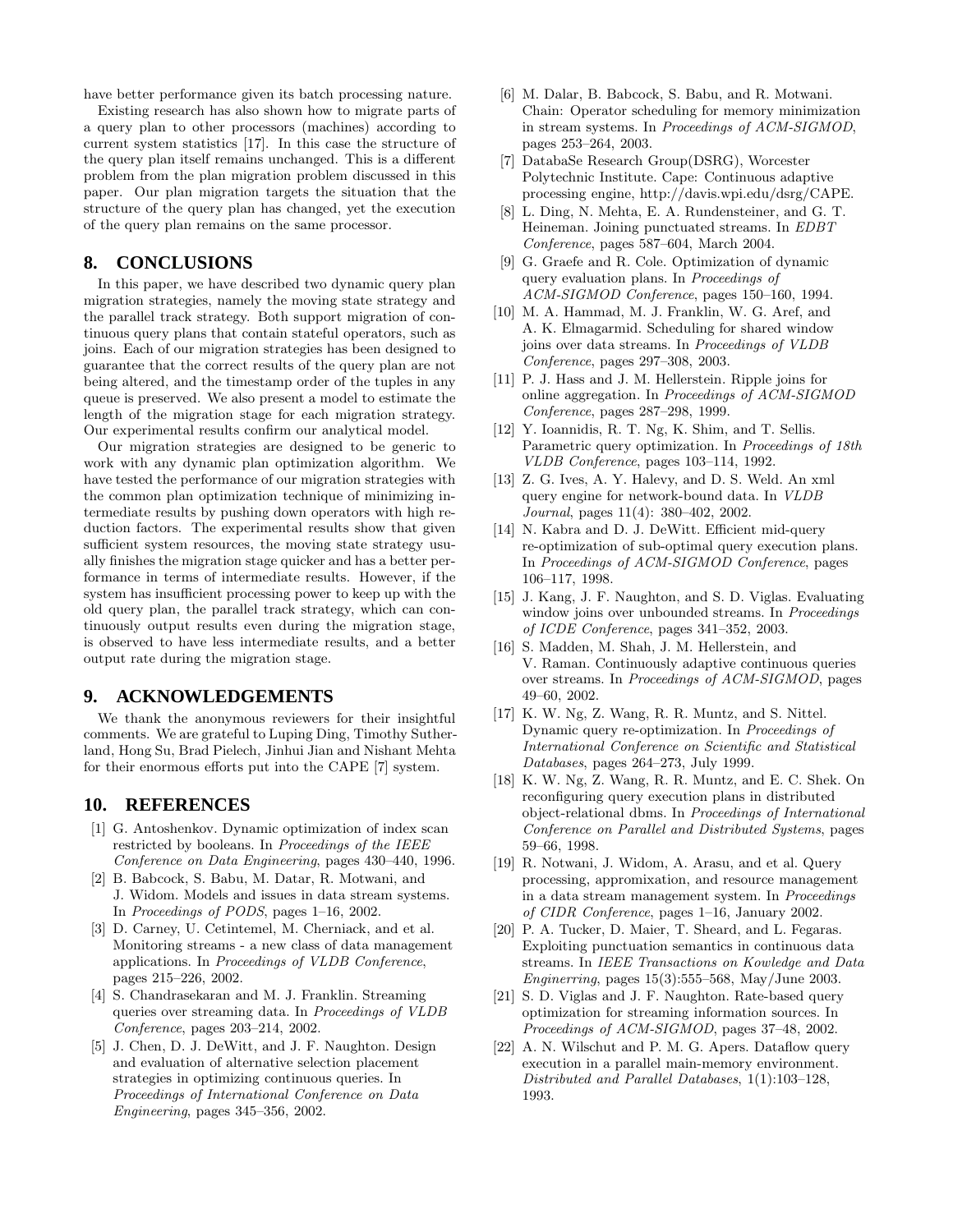have better performance given its batch processing nature.

Existing research has also shown how to migrate parts of a query plan to other processors (machines) according to current system statistics [17]. In this case the structure of the query plan itself remains unchanged. This is a different problem from the plan migration problem discussed in this paper. Our plan migration targets the situation that the structure of the query plan has changed, yet the execution of the query plan remains on the same processor.

## 8. CONCLUSIONS

In this paper, we have described two dynamic query plan migration strategies, namely the moving state strategy and the parallel track strategy. Both support migration of continuous query plans that contain stateful operators, such as joins. Each of our migration strategies has been designed to guarantee that the correct results of the query plan are not being altered, and the timestamp order of the tuples in any queue is preserved. We also present a model to estimate the length of the migration stage for each migration strategy. Our experimental results confirm our analytical model.

Our migration strategies are designed to be generic to work with any dynamic plan optimization algorithm. We have tested the performance of our migration strategies with the common plan optimization technique of minimizing intermediate results by pushing down operators with high reduction factors. The experimental results show that given sufficient system resources, the moving state strategy usually finishes the migration stage quicker and has a better performance in terms of intermediate results. However, if the system has insufficient processing power to keep up with the old query plan, the parallel track strategy, which can continuously output results even during the migration stage, is observed to have less intermediate results, and a better output rate during the migration stage.

## 9. ACKNOWLEDGEMENTS

We thank the anonymous reviewers for their insightful comments. We are grateful to Luping Ding, Timothy Sutherland, Hong Su, Brad Pielech, Jinhui Jian and Nishant Mehta for their enormous efforts put into the CAPE [7] system.

## 10. REFERENCES

[1] G. Antoshenkov. Dynamic optimization of index scan restricted by booleans. In *Proceedings of the IEEE Conference on Data Engineering*, pages 430–440, 1996.

[2] B. Babcock, S. Babu, M. Datar, R. Motwani, and J. Widom. Models and issues in data stream systems. In *Proceedings of PODS*, pages 1–16, 2002.

[3] D. Carney, U. Cetintemel, M. Cherniack, and et al. Monitoring streams - a new class of data management applications. In *Proceedings of VLDB Conference*, pages 215–226, 2002.

[4] S. Chandrasekaran and M. J. Franklin. Streaming queries over streaming data. In *Proceedings of VLDB Conference*, pages 203–214, 2002.

[5] J. Chen, D. J. DeWitt, and J. F. Naughton. Design and evaluation of alternative selection placement strategies in optimizing continuous queries. In *Proceedings of International Conference on Data Engineering*, pages 345–356, 2002.

[6] M. Dalar, B. Babcock, S. Babu, and R. Motwani. Chain: Operator scheduling for memory minimization in stream systems. In *Proceedings of ACM-SIGMOD*, pages 253–264, 2003.

[7] DatabaSe Research Group(DSRG), Worcester Polytechnic Institute. Cape: Continuous adaptive processing engine, http://davis.wpi.edu/dsrg/CAPE.

[8] L. Ding, N. Mehta, E. A. Rundensteiner, and G. T. Heineman. Joining punctuated streams. In *EDBT Conference*, pages 587–604, March 2004.

[9] G. Graefe and R. Cole. Optimization of dynamic query evaluation plans. In *Proceedings of ACM-SIGMOD Conference*, pages 150–160, 1994.

[10] M. A. Hammad, M. J. Franklin, W. G. Aref, and A. K. Elmagarmid. Scheduling for shared window joins over data streams. In *Proceedings of VLDB Conference*, pages 297–308, 2003.

[11] P. J. Hass and J. M. Hellerstein. Ripple joins for online aggregation. In *Proceedings of ACM-SIGMOD Conference*, pages 287–298, 1999.

[12] Y. Ioannidis, R. T. Ng, K. Shim, and T. Sellis. Parametric query optimization. In *Proceedings of 18th VLDB Conference*, pages 103–114, 1992.

[13] Z. G. Ives, A. Y. Halevy, and D. S. Weld. An xml query engine for network-bound data. In *VLDB Journal*, pages 11(4): 380–402, 2002.

[14] N. Kabra and D. J. DeWitt. Efficient mid-query re-optimization of sub-optimal query execution plans. In *Proceedings of ACM-SIGMOD Conference*, pages 106–117, 1998.

[15] J. Kang, J. F. Naughton, and S. D. Viglas. Evaluating window joins over unbounded streams. In *Proceedings of ICDE Conference*, pages 341–352, 2003.

[16] S. Madden, M. Shah, J. M. Hellerstein, and V. Raman. Continuously adaptive continuous queries over streams. In *Proceedings of ACM-SIGMOD*, pages 49–60, 2002.

[17] K. W. Ng, Z. Wang, R. R. Muntz, and S. Nittel. Dynamic query re-optimization. In *Proceedings of International Conference on Scientific and Statistical Databases*, pages 264–273, July 1999.

[18] K. W. Ng, Z. Wang, R. R. Muntz, and E. C. Shek. On reconfiguring query execution plans in distributed object-relational dbms. In *Proceedings of International Conference on Parallel and Distributed Systems*, pages 59–66, 1998.

[19] R. Notwani, J. Widom, A. Arasu, and et al. Query processing, appromixation, and resource management in a data stream management system. In *Proceedings of CIDR Conference*, pages 1–16, January 2002.

[20] P. A. Tucker, D. Maier, T. Sheard, and L. Fegaras. Exploiting punctuation semantics in continuous data streams. In *IEEE Transactions on Kowledge and Data Enginerring*, pages 15(3):555–568, May/June 2003.

[21] S. D. Viglas and J. F. Naughton. Rate-based query optimization for streaming information sources. In *Proceedings of ACM-SIGMOD*, pages 37–48, 2002.

[22] A. N. Wilschut and P. M. G. Apers. Dataflow query execution in a parallel main-memory environment. *Distributed and Parallel Databases*, 1(1):103–128, 1993.